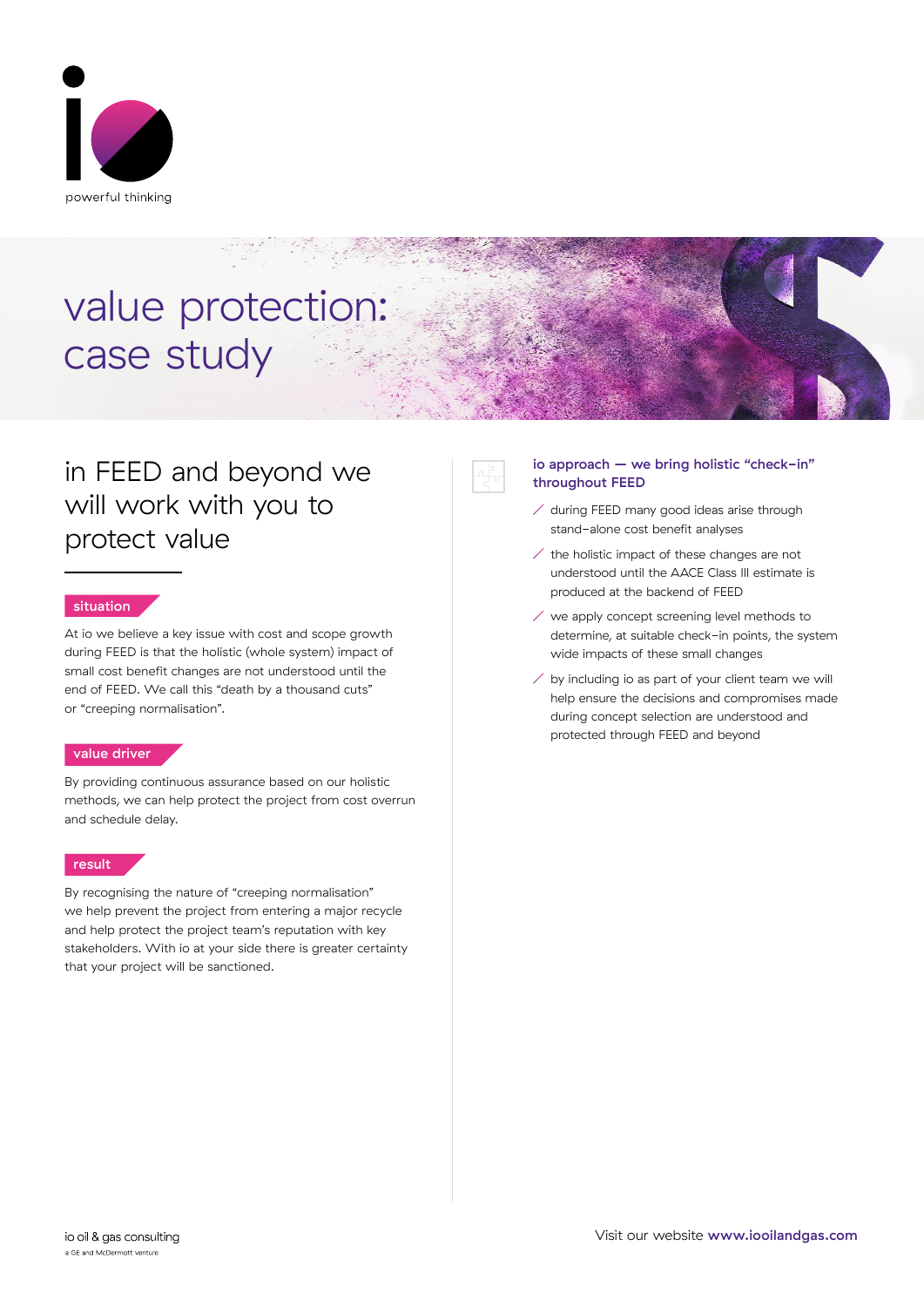powerful thinking

# value protection: case study

## in FEED and beyond we will work with you to protect value

### situation

At io we believe a key issue with cost and scope growth during FEED is that the holistic (whole system) impact of small cost benefit changes are not understood until the end of FEED. We call this "death by a thousand cuts" or "creeping normalisation".

### value driver

By providing continuous assurance based on our holistic methods, we can help protect the project from cost overrun and schedule delay.

### result

By recognising the nature of "creeping normalisation" we help prevent the project from entering a major recycle and help protect the project team's reputation with key stakeholders. With io at your side there is greater certainty that your project will be sanctioned.

### io approach — we bring holistic "check–in" throughout FEED

- during FEED many good ideas arise through stand–alone cost benefit analyses
- the holistic impact of these changes are not understood until the AACE Class III estimate is produced at the backend of FEED
- we apply concept screening level methods to determine, at suitable check–in points, the system wide impacts of these small changes
- by including io as part of your client team we will help ensure the decisions and compromises made during concept selection are understood and protected through FEED and beyond

io oil & gas consulting
a GE and McDermott venture

Visit our website **www.iooilandgas.com**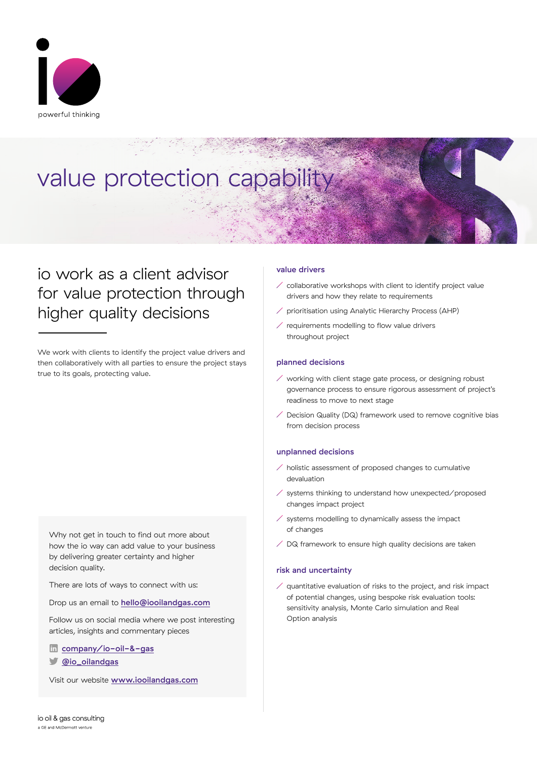powerful thinking

# value protection capability

## io work as a client advisor for value protection through higher quality decisions

We work with clients to identify the project value drivers and then collaboratively with all parties to ensure the project stays true to its goals, protecting value.

Why not get in touch to find out more about how the io way can add value to your business by delivering greater certainty and higher decision quality.

There are lots of ways to connect with us:

Drop us an email to [hello@iooilandgas.com](mailto:hello@iooilandgas.com)

Follow us on social media where we post interesting articles, insights and commentary pieces

- company/io-oil-&-gas
- @io_oilandgas

Visit our website **www.iooilandgas.com**

### value drivers

- collaborative workshops with client to identify project value drivers and how they relate to requirements
- prioritisation using Analytic Hierarchy Process (AHP)
- requirements modelling to flow value drivers throughout project

### planned decisions

- working with client stage gate process, or designing robust governance process to ensure rigorous assessment of project's readiness to move to next stage
- Decision Quality (DQ) framework used to remove cognitive bias from decision process

### unplanned decisions

- holistic assessment of proposed changes to cumulative devaluation
- systems thinking to understand how unexpected/proposed changes impact project
- systems modelling to dynamically assess the impact of changes
- DQ framework to ensure high quality decisions are taken

### risk and uncertainty

- quantitative evaluation of risks to the project, and risk impact of potential changes, using bespoke risk evaluation tools: sensitivity analysis, Monte Carlo simulation and Real Option analysis

io oil & gas consulting
a GE and McDermott venture